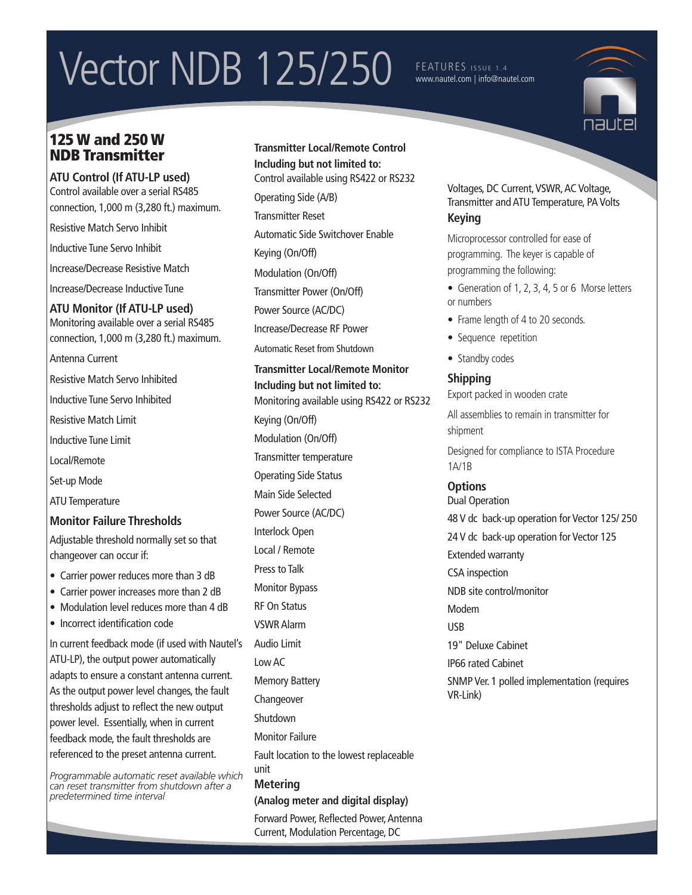# Vector NDB 125/250

FEATURES ISSUE 1.4
www.nautel.com | info@nautel.com

## 125 W and 250 W NDB Transmitter

### ATU Control (If ATU-LP used)

Control available over a serial RS485 connection, 1,000 m (3,280 ft.) maximum.

Resistive Match Servo Inhibit

Inductive Tune Servo Inhibit

Increase/Decrease Resistive Match

Increase/Decrease Inductive Tune

### ATU Monitor (If ATU-LP used)

Monitoring available over a serial RS485 connection, 1,000 m (3,280 ft.) maximum.

Antenna Current

Resistive Match Servo Inhibited

Inductive Tune Servo Inhibited

Resistive Match Limit

Inductive Tune Limit

Local/Remote

Set-up Mode

ATU Temperature

### Monitor Failure Thresholds

Adjustable threshold normally set so that changeover can occur if:

- Carrier power reduces more than 3 dB
- Carrier power increases more than 2 dB
- Modulation level reduces more than 4 dB
- Incorrect identification code

In current feedback mode (if used with Nautel's ATU-LP), the output power automatically adapts to ensure a constant antenna current. As the output power level changes, the fault thresholds adjust to reflect the new output power level. Essentially, when in current feedback mode, the fault thresholds are referenced to the preset antenna current.

*Programmable automatic reset available which can reset transmitter from shutdown after a predetermined time interval*

### Transmitter Local/Remote Control Including but not limited to:

Control available using RS422 or RS232

Operating Side (A/B)

Transmitter Reset

Automatic Side Switchover Enable

Keying (On/Off)

Modulation (On/Off)

Transmitter Power (On/Off)

Power Source (AC/DC)

Increase/Decrease RF Power

Automatic Reset from Shutdown

### Transmitter Local/Remote Monitor Including but not limited to:

Monitoring available using RS422 or RS232

Keying (On/Off)

Modulation (On/Off)

Transmitter temperature

Operating Side Status

Main Side Selected

Power Source (AC/DC)

Interlock Open

Local / Remote

Press to Talk

Monitor Bypass

RF On Status

VSWR Alarm

Audio Limit

Low AC

Memory Battery

Changeover

Shutdown

Monitor Failure

Fault location to the lowest replaceable unit

### Metering (Analog meter and digital display)

Forward Power, Reflected Power, Antenna Current, Modulation Percentage, DC Voltages, DC Current, VSWR, AC Voltage, Transmitter and ATU Temperature, PA Volts

### Keying

Microprocessor controlled for ease of programming. The keyer is capable of programming the following:

- Generation of 1, 2, 3, 4, 5 or 6 Morse letters or numbers
- Frame length of 4 to 20 seconds.
- Sequence repetition
- Standby codes

### Shipping

Export packed in wooden crate

All assemblies to remain in transmitter for shipment

Designed for compliance to ISTA Procedure 1A/1B

### Options

Dual Operation

48 V dc back-up operation for Vector 125/ 250

24 V dc back-up operation for Vector 125

Extended warranty

CSA inspection

NDB site control/monitor

Modem

USB

19" Deluxe Cabinet

IP66 rated Cabinet

SNMP Ver. 1 polled implementation (requires VR-Link)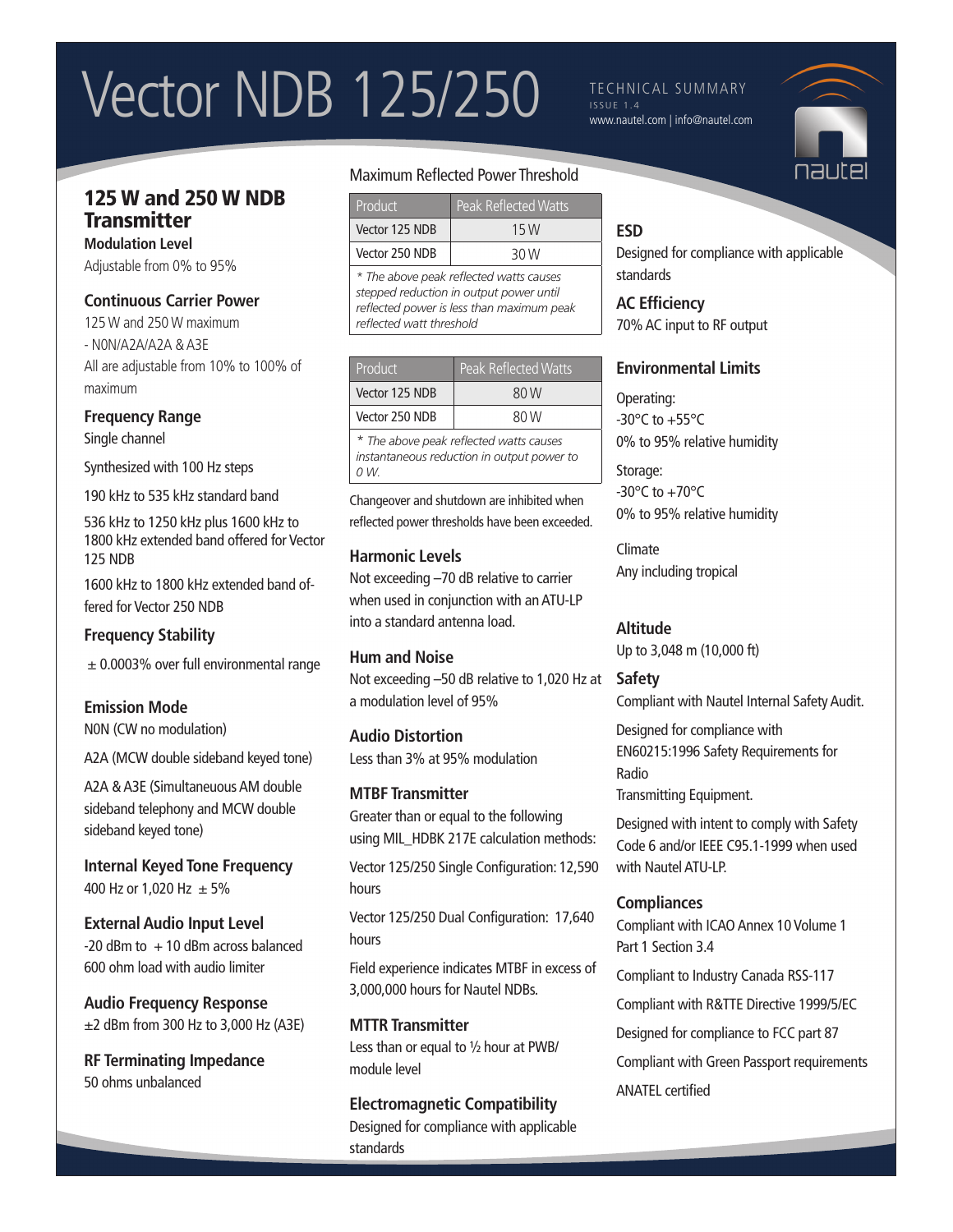# Vector NDB 125/250

TECHNICAL SUMMARY
ISSUE 1.4
www.nautel.com | info@nautel.com

## 125 W and 250 W NDB Transmitter

### Modulation Level

Adjustable from 0% to 95%

### Continuous Carrier Power

125 W and 250 W maximum
- N0N/A2A/A2A & A3E
All are adjustable from 10% to 100% of maximum

### Frequency Range

Single channel

Synthesized with 100 Hz steps

190 kHz to 535 kHz standard band

536 kHz to 1250 kHz plus 1600 kHz to 1800 kHz extended band offered for Vector 125 NDB

1600 kHz to 1800 kHz extended band offered for Vector 250 NDB

### Frequency Stability

± 0.0003% over full environmental range

### Emission Mode

N0N (CW no modulation)

A2A (MCW double sideband keyed tone)

A2A & A3E (Simultaneous AM double sideband telephony and MCW double sideband keyed tone)

### Internal Keyed Tone Frequency

400 Hz or 1,020 Hz ± 5%

### External Audio Input Level

-20 dBm to + 10 dBm across balanced 600 ohm load with audio limiter

### Audio Frequency Response

±2 dBm from 300 Hz to 3,000 Hz (A3E)

### RF Terminating Impedance

50 ohms unbalanced

### Maximum Reflected Power Threshold

| Product | Peak Reflected Watts |
|---|---|
| Vector 125 NDB | 15 W |
| Vector 250 NDB | 30 W |

*\* The above peak reflected watts causes stepped reduction in output power until reflected power is less than maximum peak reflected watt threshold*

| Product | Peak Reflected Watts |
|---|---|
| Vector 125 NDB | 80 W |
| Vector 250 NDB | 80 W |

*\* The above peak reflected watts causes instantaneous reduction in output power to 0 W.*

Changeover and shutdown are inhibited when reflected power thresholds have been exceeded.

### Harmonic Levels

Not exceeding –70 dB relative to carrier when used in conjunction with an ATU-LP into a standard antenna load.

### Hum and Noise

Not exceeding –50 dB relative to 1,020 Hz at a modulation level of 95%

### Audio Distortion

Less than 3% at 95% modulation

### MTBF Transmitter

Greater than or equal to the following using MIL_HDBK 217E calculation methods:

Vector 125/250 Single Configuration: 12,590 hours

Vector 125/250 Dual Configuration: 17,640 hours

Field experience indicates MTBF in excess of 3,000,000 hours for Nautel NDBs.

### MTTR Transmitter

Less than or equal to ½ hour at PWB/module level

### Electromagnetic Compatibility

Designed for compliance with applicable standards

### ESD

Designed for compliance with applicable standards

### AC Efficiency

70% AC input to RF output

### Environmental Limits

Operating:
-30°C to +55°C
0% to 95% relative humidity

Storage:
-30°C to +70°C
0% to 95% relative humidity

Climate
Any including tropical

### Altitude

Up to 3,048 m (10,000 ft)

### Safety

Compliant with Nautel Internal Safety Audit.

Designed for compliance with EN60215:1996 Safety Requirements for Radio
Transmitting Equipment.

Designed with intent to comply with Safety Code 6 and/or IEEE C95.1-1999 when used with Nautel ATU-LP.

### Compliances

Compliant with ICAO Annex 10 Volume 1 Part 1 Section 3.4

Compliant to Industry Canada RSS-117

Compliant with R&TTE Directive 1999/5/EC

Designed for compliance to FCC part 87

Compliant with Green Passport requirements

ANATEL certified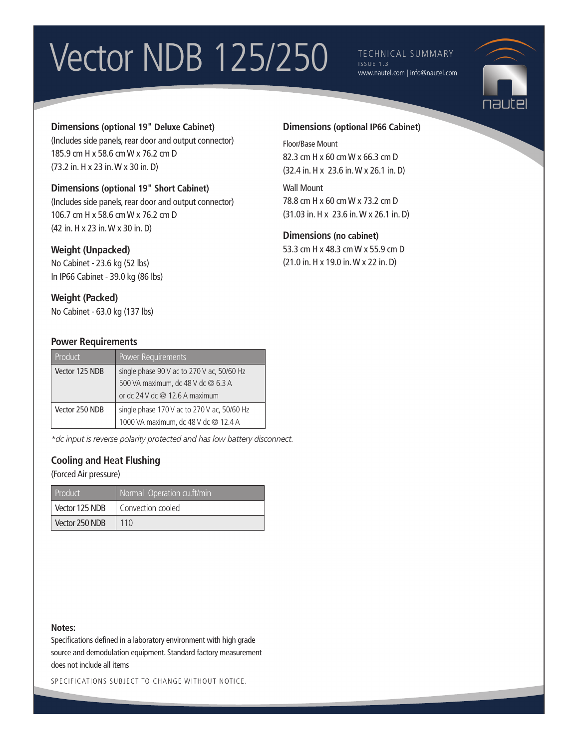# Vector NDB 125/250

TECHNICAL SUMMARY
ISSUE 1.3
www.nautel.com | info@nautel.com

### Dimensions (optional 19" Deluxe Cabinet)

(Includes side panels, rear door and output connector)
185.9 cm H x 58.6 cm W x 76.2 cm D
(73.2 in. H x 23 in. W x 30 in. D)

### Dimensions (optional 19" Short Cabinet)

(Includes side panels, rear door and output connector)
106.7 cm H x 58.6 cm W x 76.2 cm D
(42 in. H x 23 in. W x 30 in. D)

### Weight (Unpacked)

No Cabinet - 23.6 kg (52 lbs)
In IP66 Cabinet - 39.0 kg (86 lbs)

### Weight (Packed)

No Cabinet - 63.0 kg (137 lbs)

### Dimensions (optional IP66 Cabinet)

Floor/Base Mount
82.3 cm H x 60 cm W x 66.3 cm D
(32.4 in. H x 23.6 in. W x 26.1 in. D)

Wall Mount
78.8 cm H x 60 cm W x 73.2 cm D
(31.03 in. H x 23.6 in. W x 26.1 in. D)

### Dimensions (no cabinet)

53.3 cm H x 48.3 cm W x 55.9 cm D
(21.0 in. H x 19.0 in. W x 22 in. D)

### Power Requirements

| Product | Power Requirements |
|---|---|
| Vector 125 NDB | single phase 90 V ac to 270 V ac, 50/60 Hz<br>500 VA maximum, dc 48 V dc @ 6.3 A<br>or dc 24 V dc @ 12.6 A maximum |
| Vector 250 NDB | single phase 170 V ac to 270 V ac, 50/60 Hz<br>1000 VA maximum, dc 48 V dc @ 12.4 A |

*\*dc input is reverse polarity protected and has low battery disconnect.*

### Cooling and Heat Flushing

(Forced Air pressure)

| Product | Normal Operation cu.ft/min |
|---|---|
| Vector 125 NDB | Convection cooled |
| Vector 250 NDB | 110 |

**Notes:**
Specifications defined in a laboratory environment with high grade source and demodulation equipment. Standard factory measurement does not include all items

SPECIFICATIONS SUBJECT TO CHANGE WITHOUT NOTICE.